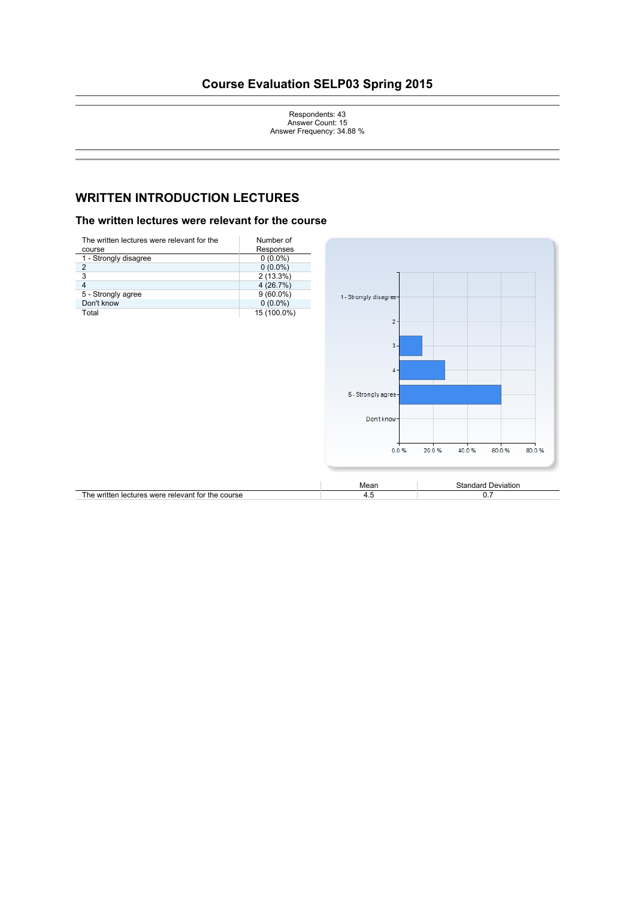# Course Evaluation SELP03 Spring 2015

Respondents: 43
Answer Count: 15
Answer Frequency: 34.88 %

## WRITTEN INTRODUCTION LECTURES

### The written lectures were relevant for the course

| The written lectures were relevant for the course | Number of Responses |
|---|---|
| 1 - Strongly disagree | 0 (0.0%) |
| 2 | 0 (0.0%) |
| 3 | 2 (13.3%) |
| 4 | 4 (26.7%) |
| 5 - Strongly agree | 9 (60.0%) |
| Don't know | 0 (0.0%) |
| Total | 15 (100.0%) |

| | Mean | Standard Deviation |
|---|---|---|
| The written lectures were relevant for the course | 4.5 | 0.7 |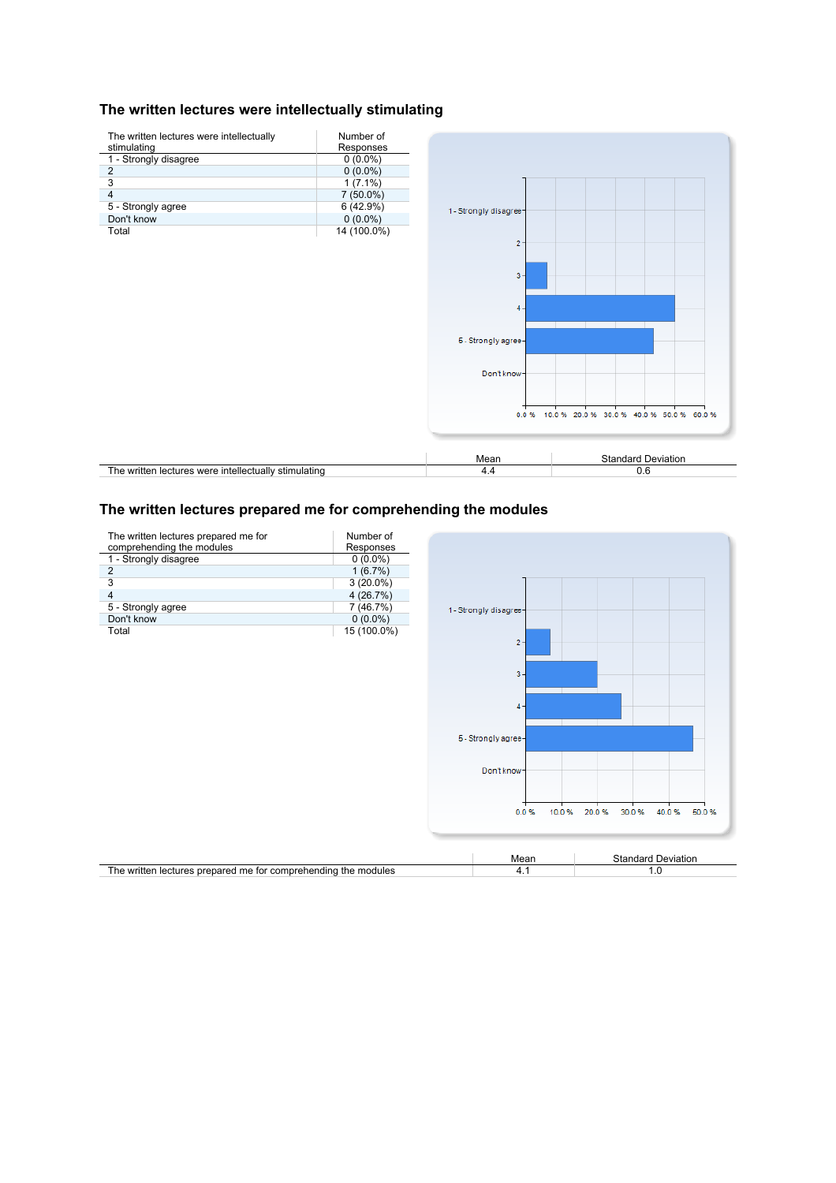## The written lectures were intellectually stimulating

| The written lectures were intellectually stimulating | Number of Responses |
|---|---|
| 1 - Strongly disagree | 0 (0.0%) |
| 2 | 0 (0.0%) |
| 3 | 1 (7.1%) |
| 4 | 7 (50.0%) |
| 5 - Strongly agree | 6 (42.9%) |
| Don't know | 0 (0.0%) |
| Total | 14 (100.0%) |

| | Mean | Standard Deviation |
|---|---|---|
| The written lectures were intellectually stimulating | 4.4 | 0.6 |

## The written lectures prepared me for comprehending the modules

| The written lectures prepared me for comprehending the modules | Number of Responses |
|---|---|
| 1 - Strongly disagree | 0 (0.0%) |
| 2 | 1 (6.7%) |
| 3 | 3 (20.0%) |
| 4 | 4 (26.7%) |
| 5 - Strongly agree | 7 (46.7%) |
| Don't know | 0 (0.0%) |
| Total | 15 (100.0%) |

| | Mean | Standard Deviation |
|---|---|---|
| The written lectures prepared me for comprehending the modules | 4.1 | 1.0 |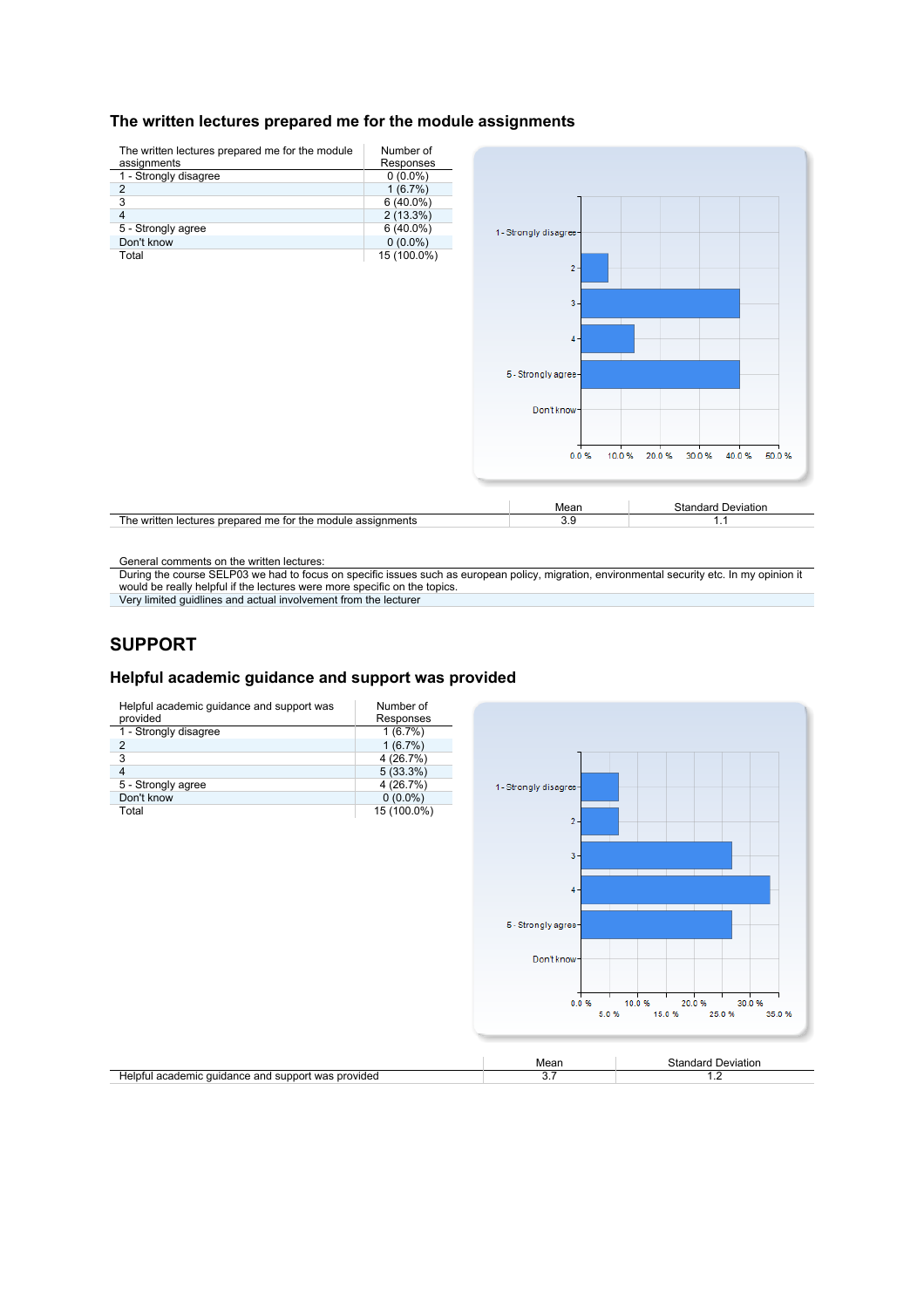### The written lectures prepared me for the module assignments

| The written lectures prepared me for the module assignments | Number of Responses |
|---|---|
| 1 - Strongly disagree | 0 (0.0%) |
| 2 | 1 (6.7%) |
| 3 | 6 (40.0%) |
| 4 | 2 (13.3%) |
| 5 - Strongly agree | 6 (40.0%) |
| Don't know | 0 (0.0%) |
| Total | 15 (100.0%) |

| | Mean | Standard Deviation |
|---|---|---|
| The written lectures prepared me for the module assignments | 3.9 | 1.1 |

| General comments on the written lectures: |
|---|
| During the course SELP03 we had to focus on specific issues such as european policy, migration, environmental security etc. In my opinion it would be really helpful if the lectures were more specific on the topics. |
| Very limited guidlines and actual involvement from the lecturer |

## SUPPORT

### Helpful academic guidance and support was provided

| Helpful academic guidance and support was provided | Number of Responses |
|---|---|
| 1 - Strongly disagree | 1 (6.7%) |
| 2 | 1 (6.7%) |
| 3 | 4 (26.7%) |
| 4 | 5 (33.3%) |
| 5 - Strongly agree | 4 (26.7%) |
| Don't know | 0 (0.0%) |
| Total | 15 (100.0%) |

| | Mean | Standard Deviation |
|---|---|---|
| Helpful academic guidance and support was provided | 3.7 | 1.2 |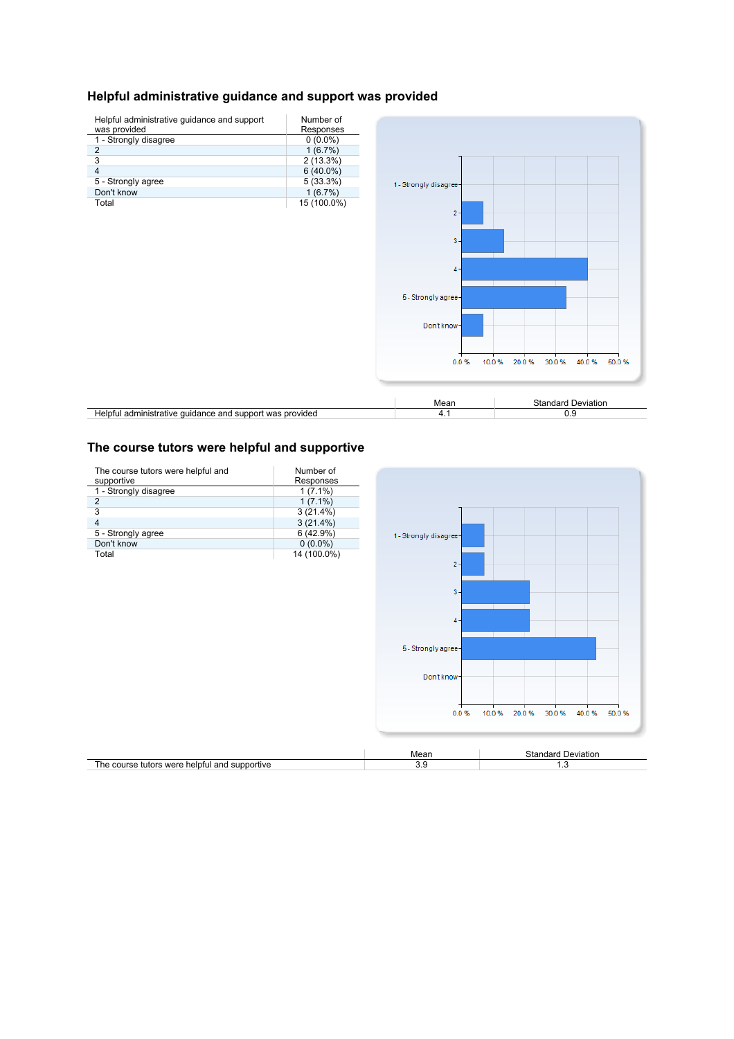## Helpful administrative guidance and support was provided

| Helpful administrative guidance and support was provided | Number of Responses |
|---|---|
| 1 - Strongly disagree | 0 (0.0%) |
| 2 | 1 (6.7%) |
| 3 | 2 (13.3%) |
| 4 | 6 (40.0%) |
| 5 - Strongly agree | 5 (33.3%) |
| Don't know | 1 (6.7%) |
| Total | 15 (100.0%) |

| | Mean | Standard Deviation |
|---|---|---|
| Helpful administrative guidance and support was provided | 4.1 | 0.9 |

## The course tutors were helpful and supportive

| The course tutors were helpful and supportive | Number of Responses |
|---|---|
| 1 - Strongly disagree | 1 (7.1%) |
| 2 | 1 (7.1%) |
| 3 | 3 (21.4%) |
| 4 | 3 (21.4%) |
| 5 - Strongly agree | 6 (42.9%) |
| Don't know | 0 (0.0%) |
| Total | 14 (100.0%) |

| | Mean | Standard Deviation |
|---|---|---|
| The course tutors were helpful and supportive | 3.9 | 1.3 |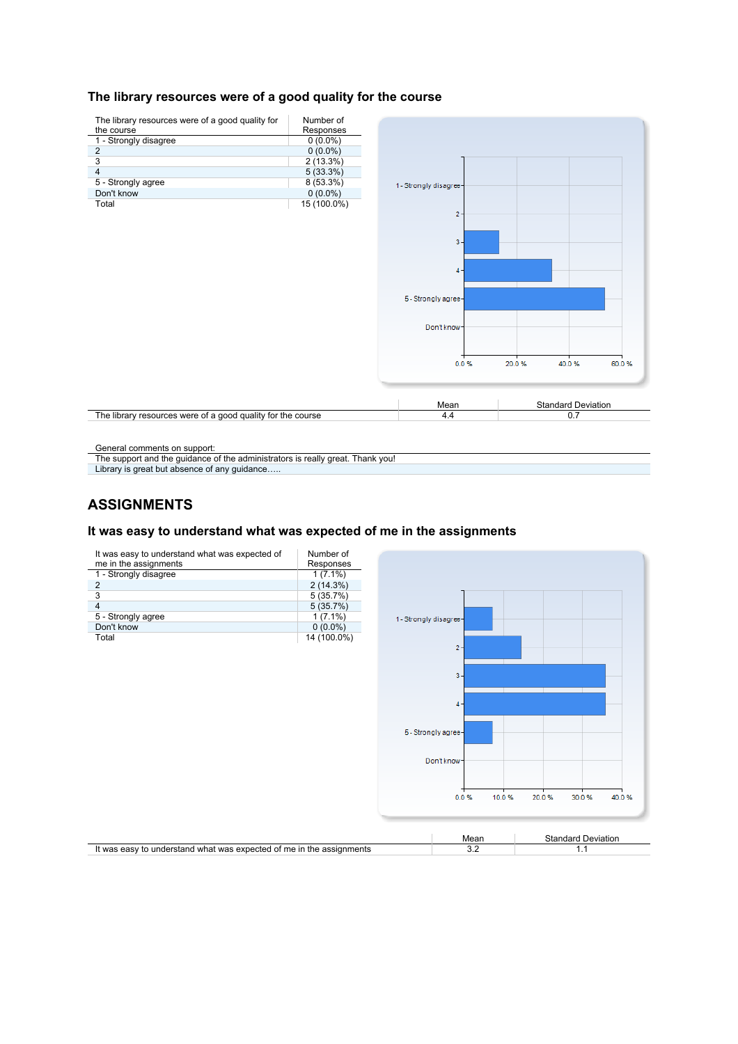## The library resources were of a good quality for the course

| The library resources were of a good quality for the course | Number of Responses |
|---|---|
| 1 - Strongly disagree | 0 (0.0%) |
| 2 | 0 (0.0%) |
| 3 | 2 (13.3%) |
| 4 | 5 (33.3%) |
| 5 - Strongly agree | 8 (53.3%) |
| Don't know | 0 (0.0%) |
| Total | 15 (100.0%) |

| | Mean | Standard Deviation |
|---|---|---|
| The library resources were of a good quality for the course | 4.4 | 0.7 |

| General comments on support: |
|---|
| The support and the guidance of the administrators is really great. Thank you! |
| Library is great but absence of any guidance….. |

# ASSIGNMENTS

## It was easy to understand what was expected of me in the assignments

| It was easy to understand what was expected of me in the assignments | Number of Responses |
|---|---|
| 1 - Strongly disagree | 1 (7.1%) |
| 2 | 2 (14.3%) |
| 3 | 5 (35.7%) |
| 4 | 5 (35.7%) |
| 5 - Strongly agree | 1 (7.1%) |
| Don't know | 0 (0.0%) |
| Total | 14 (100.0%) |

| | Mean | Standard Deviation |
|---|---|---|
| It was easy to understand what was expected of me in the assignments | 3.2 | 1.1 |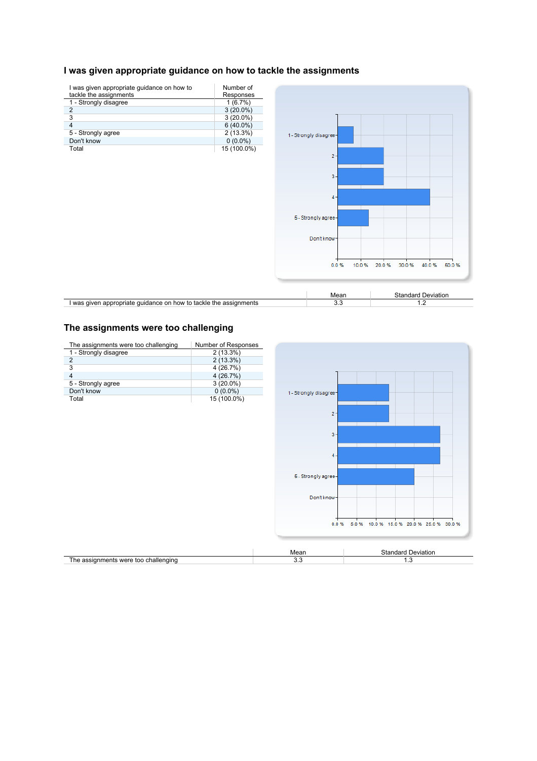## I was given appropriate guidance on how to tackle the assignments

| I was given appropriate guidance on how to tackle the assignments | Number of Responses |
|---|---|
| 1 - Strongly disagree | 1 (6.7%) |
| 2 | 3 (20.0%) |
| 3 | 3 (20.0%) |
| 4 | 6 (40.0%) |
| 5 - Strongly agree | 2 (13.3%) |
| Don't know | 0 (0.0%) |
| Total | 15 (100.0%) |

| | Mean | Standard Deviation |
|---|---|---|
| I was given appropriate guidance on how to tackle the assignments | 3.3 | 1.2 |

## The assignments were too challenging

| The assignments were too challenging | Number of Responses |
|---|---|
| 1 - Strongly disagree | 2 (13.3%) |
| 2 | 2 (13.3%) |
| 3 | 4 (26.7%) |
| 4 | 4 (26.7%) |
| 5 - Strongly agree | 3 (20.0%) |
| Don't know | 0 (0.0%) |
| Total | 15 (100.0%) |

| | Mean | Standard Deviation |
|---|---|---|
| The assignments were too challenging | 3.3 | 1.3 |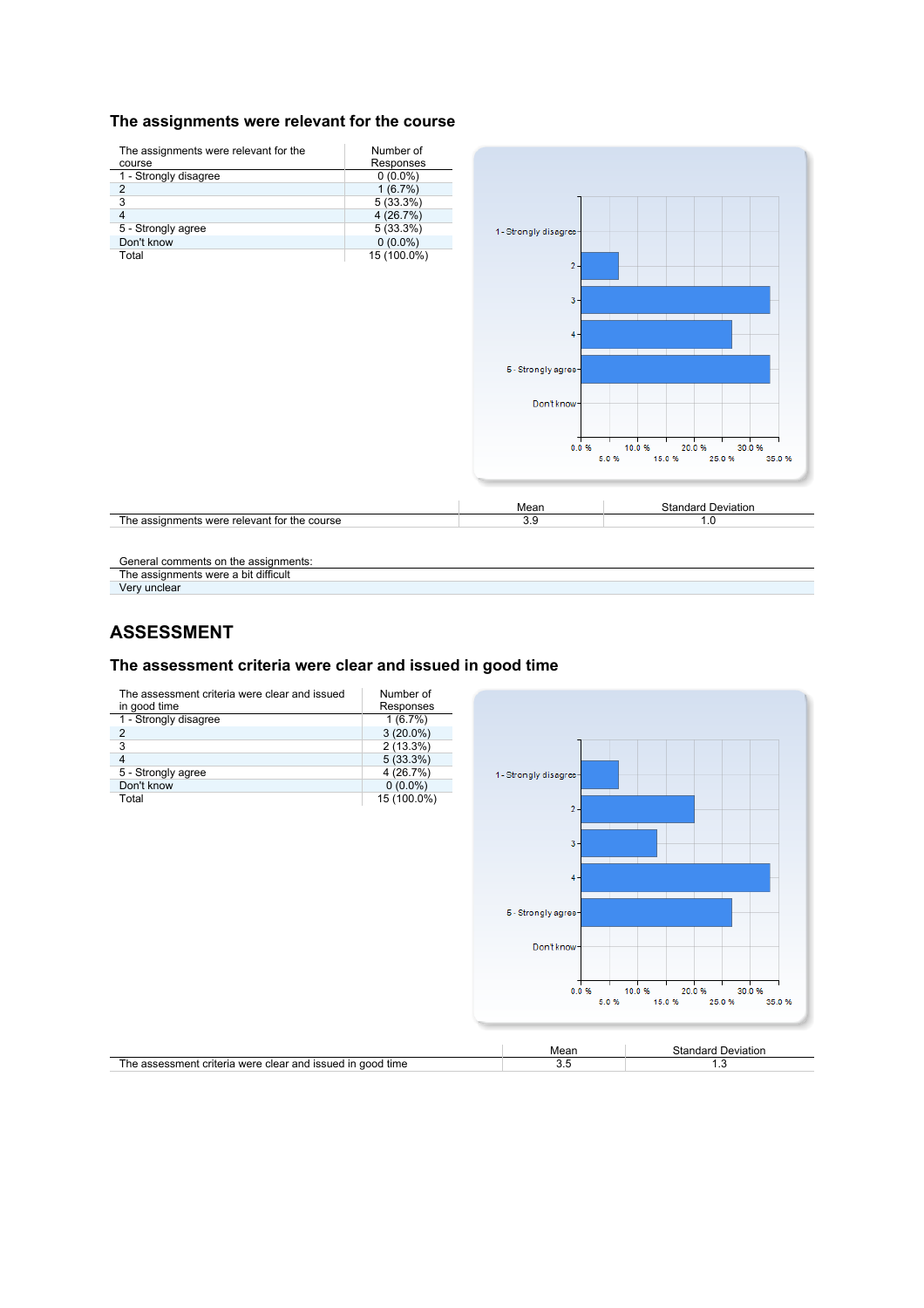### The assignments were relevant for the course

| The assignments were relevant for the course | Number of Responses |
|---|---|
| 1 - Strongly disagree | 0 (0.0%) |
| 2 | 1 (6.7%) |
| 3 | 5 (33.3%) |
| 4 | 4 (26.7%) |
| 5 - Strongly agree | 5 (33.3%) |
| Don't know | 0 (0.0%) |
| Total | 15 (100.0%) |

| | Mean | Standard Deviation |
|---|---|---|
| The assignments were relevant for the course | 3.9 | 1.0 |

| General comments on the assignments: |
|---|
| The assignments were a bit difficult |
| Very unclear |

## ASSESSMENT

### The assessment criteria were clear and issued in good time

| The assessment criteria were clear and issued in good time | Number of Responses |
|---|---|
| 1 - Strongly disagree | 1 (6.7%) |
| 2 | 3 (20.0%) |
| 3 | 2 (13.3%) |
| 4 | 5 (33.3%) |
| 5 - Strongly agree | 4 (26.7%) |
| Don't know | 0 (0.0%) |
| Total | 15 (100.0%) |

| | Mean | Standard Deviation |
|---|---|---|
| The assessment criteria were clear and issued in good time | 3.5 | 1.3 |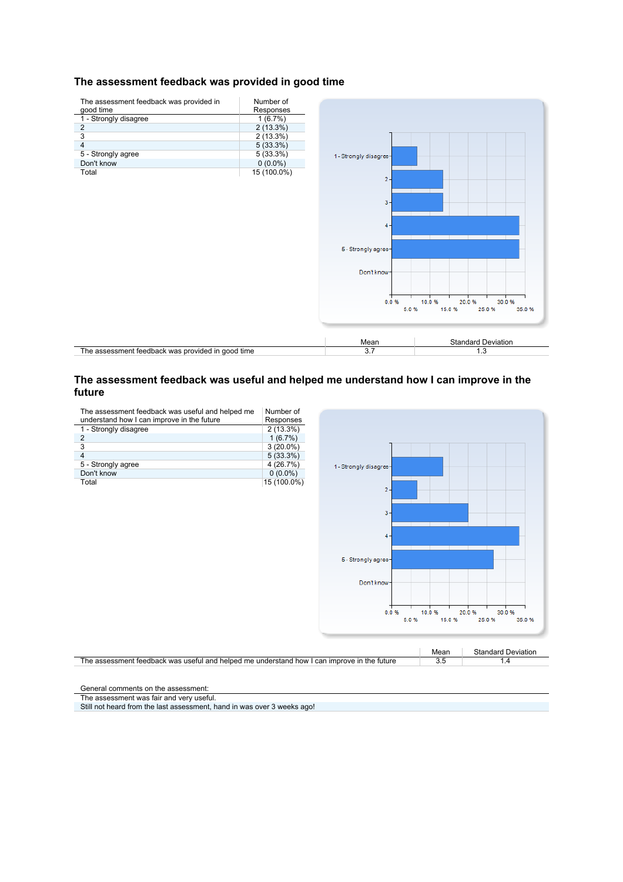## The assessment feedback was provided in good time

| The assessment feedback was provided in good time | Number of Responses |
|---|---|
| 1 - Strongly disagree | 1 (6.7%) |
| 2 | 2 (13.3%) |
| 3 | 2 (13.3%) |
| 4 | 5 (33.3%) |
| 5 - Strongly agree | 5 (33.3%) |
| Don't know | 0 (0.0%) |
| Total | 15 (100.0%) |

| | Mean | Standard Deviation |
|---|---|---|
| The assessment feedback was provided in good time | 3.7 | 1.3 |

## The assessment feedback was useful and helped me understand how I can improve in the future

| The assessment feedback was useful and helped me understand how I can improve in the future | Number of Responses |
|---|---|
| 1 - Strongly disagree | 2 (13.3%) |
| 2 | 1 (6.7%) |
| 3 | 3 (20.0%) |
| 4 | 5 (33.3%) |
| 5 - Strongly agree | 4 (26.7%) |
| Don't know | 0 (0.0%) |
| Total | 15 (100.0%) |

| | Mean | Standard Deviation |
|---|---|---|
| The assessment feedback was useful and helped me understand how I can improve in the future | 3.5 | 1.4 |

| General comments on the assessment: |
|---|
| The assessment was fair and very useful. |
| Still not heard from the last assessment, hand in was over 3 weeks ago! |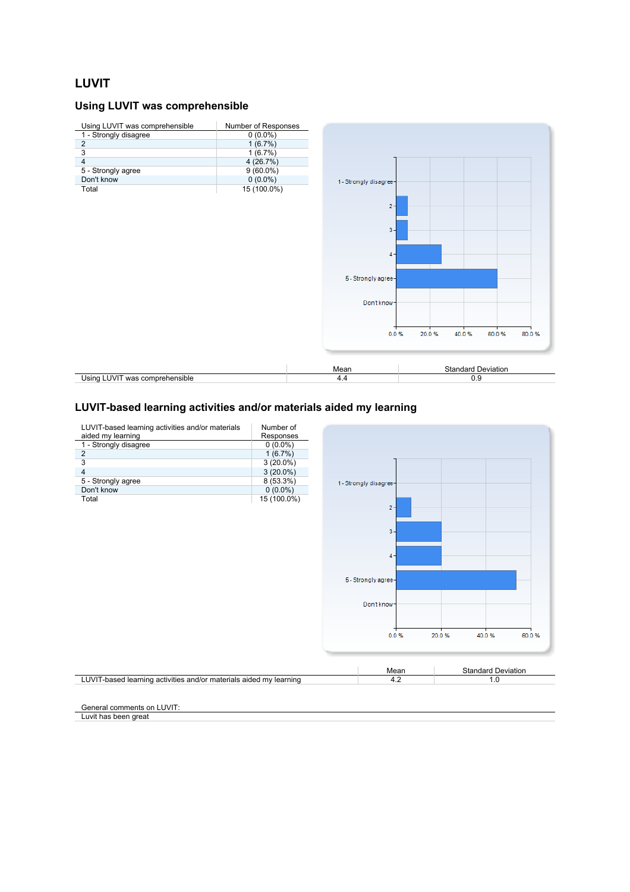## LUVIT

### Using LUVIT was comprehensible

| Using LUVIT was comprehensible | Number of Responses |
|---|---|
| 1 - Strongly disagree | 0 (0.0%) |
| 2 | 1 (6.7%) |
| 3 | 1 (6.7%) |
| 4 | 4 (26.7%) |
| 5 - Strongly agree | 9 (60.0%) |
| Don't know | 0 (0.0%) |
| Total | 15 (100.0%) |

| | Mean | Standard Deviation |
|---|---|---|
| Using LUVIT was comprehensible | 4.4 | 0.9 |

### LUVIT-based learning activities and/or materials aided my learning

| LUVIT-based learning activities and/or materials aided my learning | Number of Responses |
|---|---|
| 1 - Strongly disagree | 0 (0.0%) |
| 2 | 1 (6.7%) |
| 3 | 3 (20.0%) |
| 4 | 3 (20.0%) |
| 5 - Strongly agree | 8 (53.3%) |
| Don't know | 0 (0.0%) |
| Total | 15 (100.0%) |

| | Mean | Standard Deviation |
|---|---|---|
| LUVIT-based learning activities and/or materials aided my learning | 4.2 | 1.0 |

| General comments on LUVIT: |
|---|
| Luvit has been great |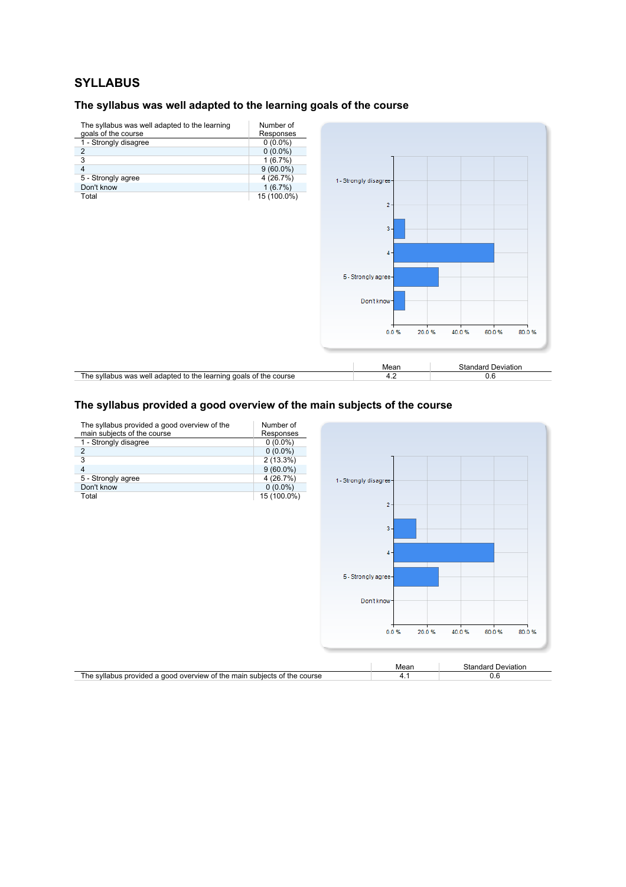## SYLLABUS

### The syllabus was well adapted to the learning goals of the course

| The syllabus was well adapted to the learning goals of the course | Number of Responses |
|---|---|
| 1 - Strongly disagree | 0 (0.0%) |
| 2 | 0 (0.0%) |
| 3 | 1 (6.7%) |
| 4 | 9 (60.0%) |
| 5 - Strongly agree | 4 (26.7%) |
| Don't know | 1 (6.7%) |
| Total | 15 (100.0%) |

| | Mean | Standard Deviation |
|---|---|---|
| The syllabus was well adapted to the learning goals of the course | 4.2 | 0.6 |

### The syllabus provided a good overview of the main subjects of the course

| The syllabus provided a good overview of the main subjects of the course | Number of Responses |
|---|---|
| 1 - Strongly disagree | 0 (0.0%) |
| 2 | 0 (0.0%) |
| 3 | 2 (13.3%) |
| 4 | 9 (60.0%) |
| 5 - Strongly agree | 4 (26.7%) |
| Don't know | 0 (0.0%) |
| Total | 15 (100.0%) |

| | Mean | Standard Deviation |
|---|---|---|
| The syllabus provided a good overview of the main subjects of the course | 4.1 | 0.6 |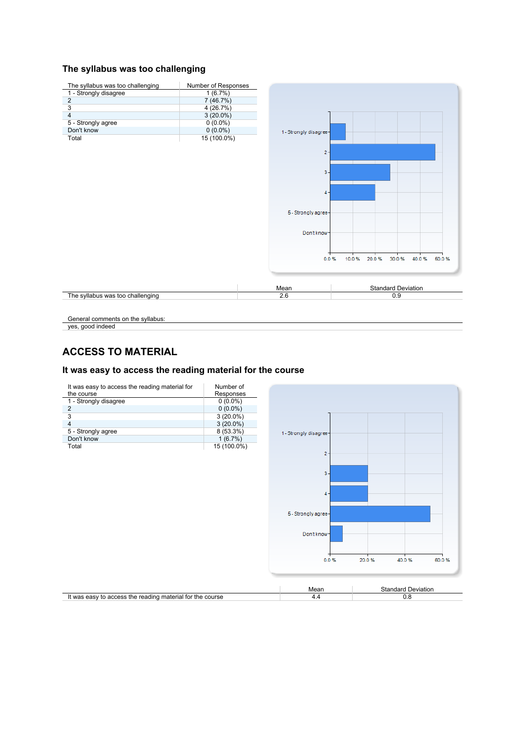## The syllabus was too challenging

| The syllabus was too challenging | Number of Responses |
|---|---|
| 1 - Strongly disagree | 1 (6.7%) |
| 2 | 7 (46.7%) |
| 3 | 4 (26.7%) |
| 4 | 3 (20.0%) |
| 5 - Strongly agree | 0 (0.0%) |
| Don't know | 0 (0.0%) |
| Total | 15 (100.0%) |

| | Mean | Standard Deviation |
|---|---|---|
| The syllabus was too challenging | 2.6 | 0.9 |

| General comments on the syllabus: |
|---|
| yes, good indeed |

# ACCESS TO MATERIAL

## It was easy to access the reading material for the course

| It was easy to access the reading material for the course | Number of Responses |
|---|---|
| 1 - Strongly disagree | 0 (0.0%) |
| 2 | 0 (0.0%) |
| 3 | 3 (20.0%) |
| 4 | 3 (20.0%) |
| 5 - Strongly agree | 8 (53.3%) |
| Don't know | 1 (6.7%) |
| Total | 15 (100.0%) |

| | Mean | Standard Deviation |
|---|---|---|
| It was easy to access the reading material for the course | 4.4 | 0.8 |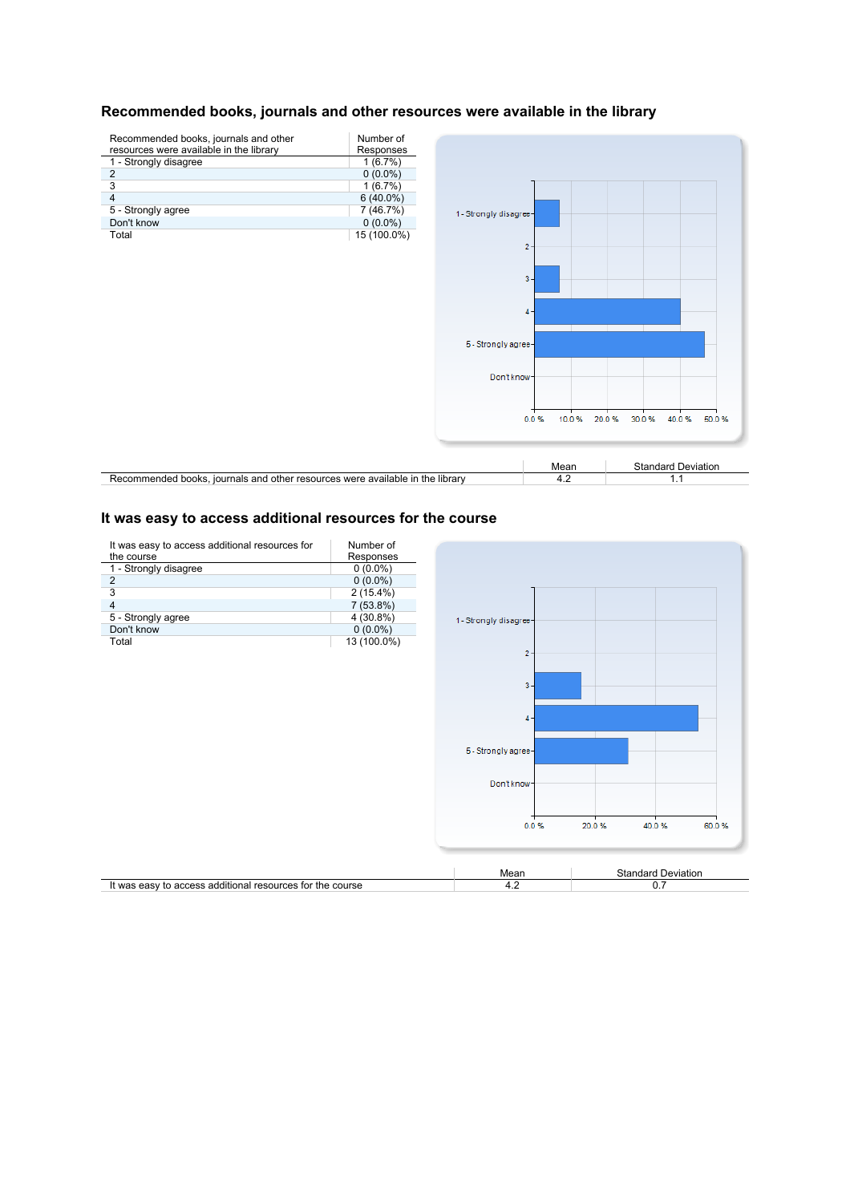## Recommended books, journals and other resources were available in the library

| Recommended books, journals and other resources were available in the library | Number of Responses |
|---|---|
| 1 - Strongly disagree | 1 (6.7%) |
| 2 | 0 (0.0%) |
| 3 | 1 (6.7%) |
| 4 | 6 (40.0%) |
| 5 - Strongly agree | 7 (46.7%) |
| Don't know | 0 (0.0%) |
| Total | 15 (100.0%) |

| | Mean | Standard Deviation |
|---|---|---|
| Recommended books, journals and other resources were available in the library | 4.2 | 1.1 |

## It was easy to access additional resources for the course

| It was easy to access additional resources for the course | Number of Responses |
|---|---|
| 1 - Strongly disagree | 0 (0.0%) |
| 2 | 0 (0.0%) |
| 3 | 2 (15.4%) |
| 4 | 7 (53.8%) |
| 5 - Strongly agree | 4 (30.8%) |
| Don't know | 0 (0.0%) |
| Total | 13 (100.0%) |

| | Mean | Standard Deviation |
|---|---|---|
| It was easy to access additional resources for the course | 4.2 | 0.7 |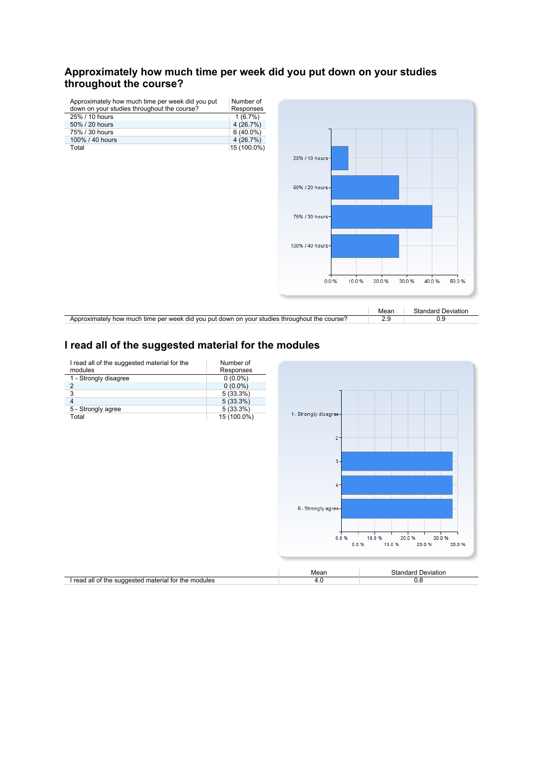## Approximately how much time per week did you put down on your studies throughout the course?

| Approximately how much time per week did you put down on your studies throughout the course? | Number of Responses |
|---|---|
| 25% / 10 hours | 1 (6.7%) |
| 50% / 20 hours | 4 (26.7%) |
| 75% / 30 hours | 6 (40.0%) |
| 100% / 40 hours | 4 (26.7%) |
| Total | 15 (100.0%) |

| | Mean | Standard Deviation |
|---|---|---|
| Approximately how much time per week did you put down on your studies throughout the course? | 2.9 | 0.9 |

## I read all of the suggested material for the modules

| I read all of the suggested material for the modules | Number of Responses |
|---|---|
| 1 - Strongly disagree | 0 (0.0%) |
| 2 | 0 (0.0%) |
| 3 | 5 (33.3%) |
| 4 | 5 (33.3%) |
| 5 - Strongly agree | 5 (33.3%) |
| Total | 15 (100.0%) |

| | Mean | Standard Deviation |
|---|---|---|
| I read all of the suggested material for the modules | 4.0 | 0.8 |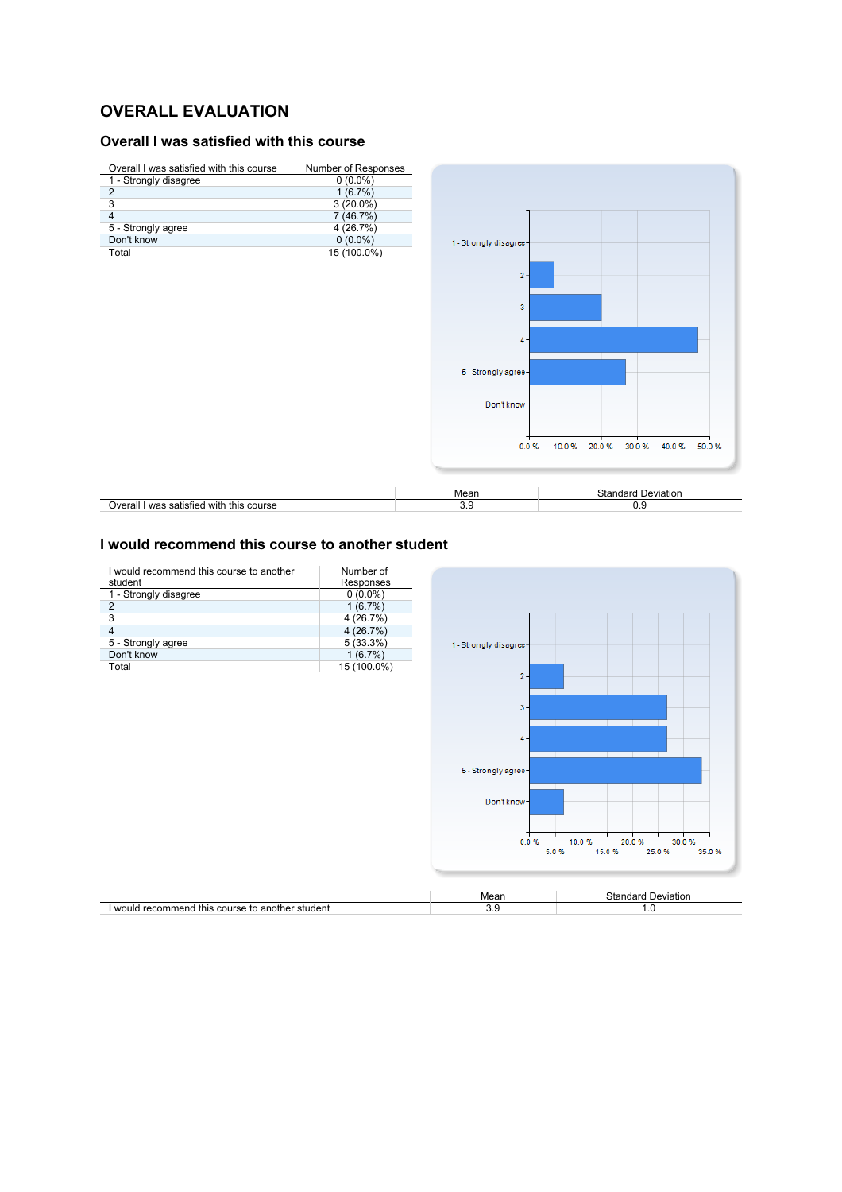# OVERALL EVALUATION

## Overall I was satisfied with this course

| Overall I was satisfied with this course | Number of Responses |
|---|---|
| 1 - Strongly disagree | 0 (0.0%) |
| 2 | 1 (6.7%) |
| 3 | 3 (20.0%) |
| 4 | 7 (46.7%) |
| 5 - Strongly agree | 4 (26.7%) |
| Don't know | 0 (0.0%) |
| Total | 15 (100.0%) |

| | Mean | Standard Deviation |
|---|---|---|
| Overall I was satisfied with this course | 3.9 | 0.9 |

## I would recommend this course to another student

| I would recommend this course to another student | Number of Responses |
|---|---|
| 1 - Strongly disagree | 0 (0.0%) |
| 2 | 1 (6.7%) |
| 3 | 4 (26.7%) |
| 4 | 4 (26.7%) |
| 5 - Strongly agree | 5 (33.3%) |
| Don't know | 1 (6.7%) |
| Total | 15 (100.0%) |

| | Mean | Standard Deviation |
|---|---|---|
| I would recommend this course to another student | 3.9 | 1.0 |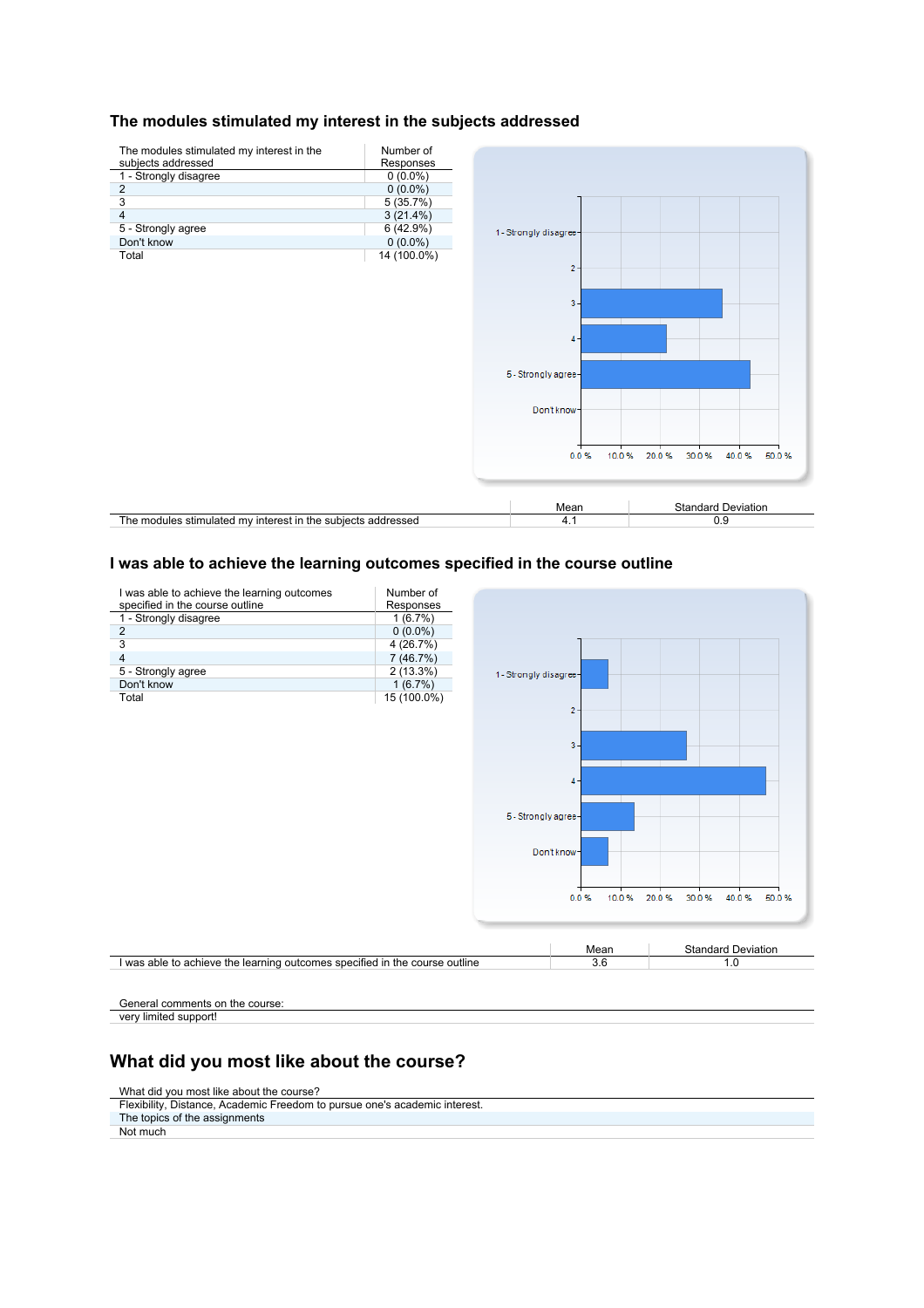## The modules stimulated my interest in the subjects addressed

| The modules stimulated my interest in the subjects addressed | Number of Responses |
|---|---|
| 1 - Strongly disagree | 0 (0.0%) |
| 2 | 0 (0.0%) |
| 3 | 5 (35.7%) |
| 4 | 3 (21.4%) |
| 5 - Strongly agree | 6 (42.9%) |
| Don't know | 0 (0.0%) |
| Total | 14 (100.0%) |

| | Mean | Standard Deviation |
|---|---|---|
| The modules stimulated my interest in the subjects addressed | 4.1 | 0.9 |

## I was able to achieve the learning outcomes specified in the course outline

| I was able to achieve the learning outcomes specified in the course outline | Number of Responses |
|---|---|
| 1 - Strongly disagree | 1 (6.7%) |
| 2 | 0 (0.0%) |
| 3 | 4 (26.7%) |
| 4 | 7 (46.7%) |
| 5 - Strongly agree | 2 (13.3%) |
| Don't know | 1 (6.7%) |
| Total | 15 (100.0%) |

| | Mean | Standard Deviation |
|---|---|---|
| I was able to achieve the learning outcomes specified in the course outline | 3.6 | 1.0 |

| General comments on the course: |
|---|
| very limited support! |

## What did you most like about the course?

| What did you most like about the course? |
|---|
| Flexibility, Distance, Academic Freedom to pursue one's academic interest. |
| The topics of the assignments |
| Not much |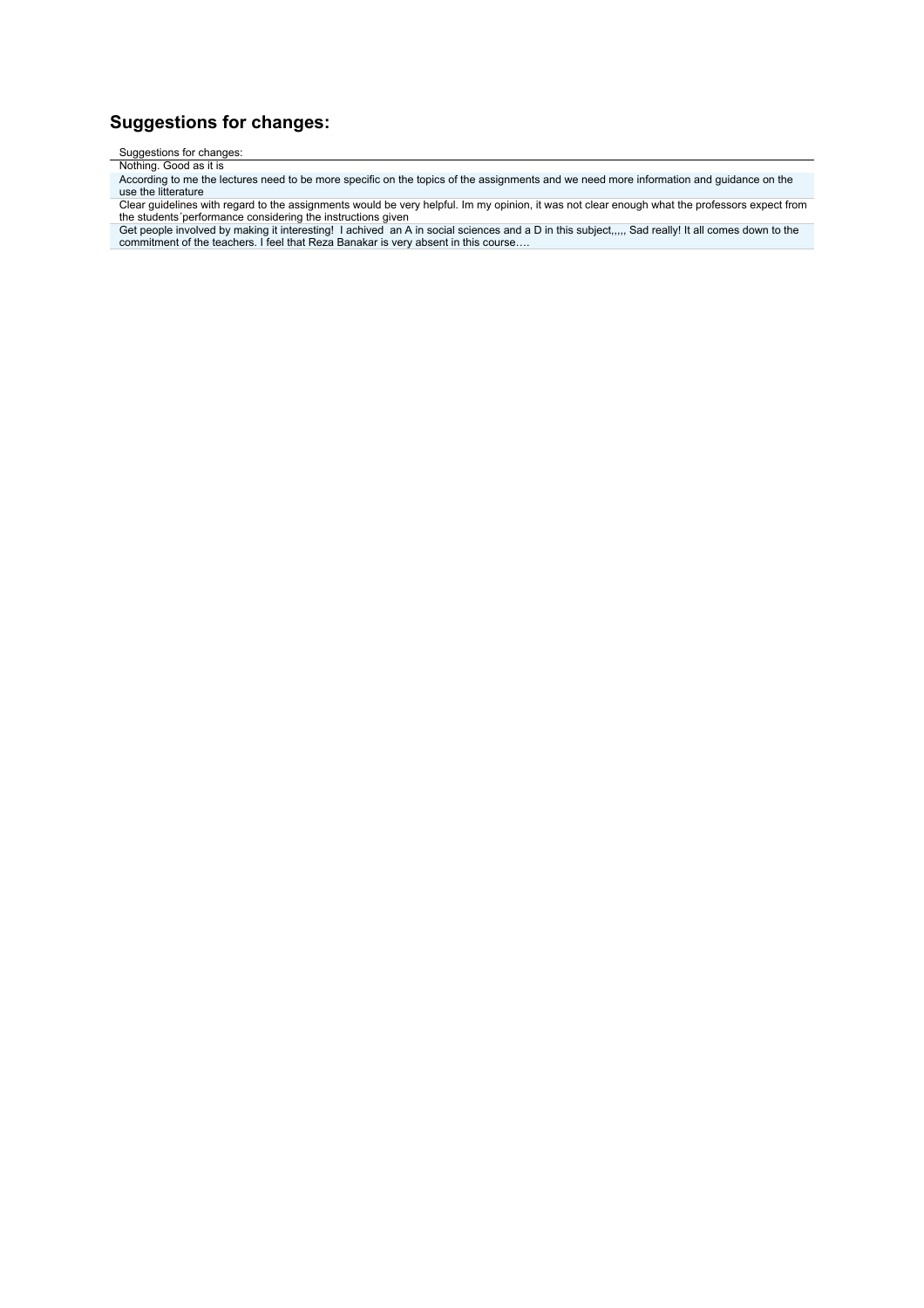## Suggestions for changes:

| Suggestions for changes: |
|---|
| Nothing. Good as it is |
| According to me the lectures need to be more specific on the topics of the assignments and we need more information and guidance on the use the litterature |
| Clear guidelines with regard to the assignments would be very helpful. Im my opinion, it was not clear enough what the professors expect from the students´performance considering the instructions given |
| Get people involved by making it interesting! I achived an A in social sciences and a D in this subject,,,,, Sad really! It all comes down to the commitment of the teachers. I feel that Reza Banakar is very absent in this course…. |